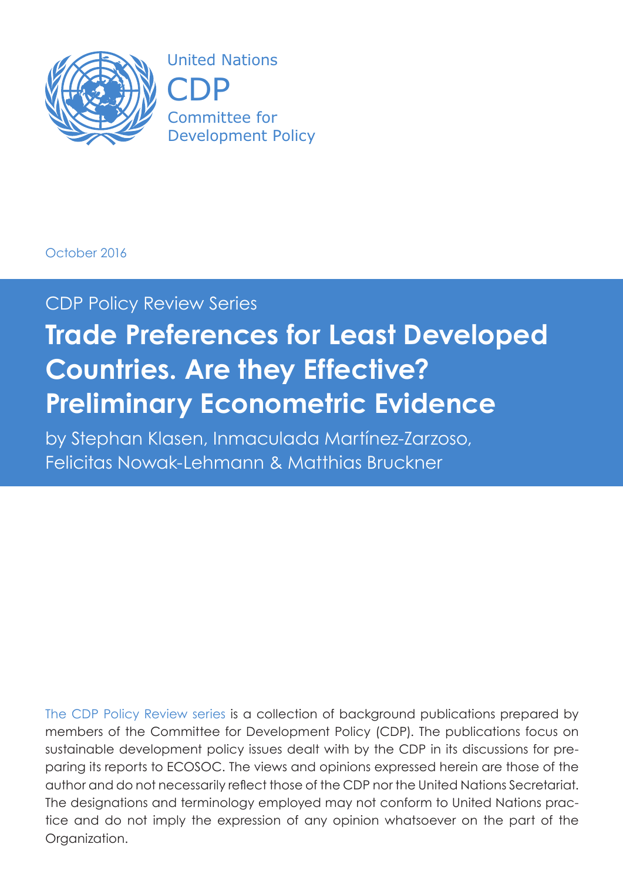United Nations

CDP

Committee for Development Policy

October 2016

CDP Policy Review Series

# Trade Preferences for Least Developed Countries. Are they Effective? Preliminary Econometric Evidence

by Stephan Klasen, Inmaculada Martínez-Zarzoso, Felicitas Nowak-Lehmann & Matthias Bruckner

The CDP Policy Review series is a collection of background publications prepared by members of the Committee for Development Policy (CDP). The publications focus on sustainable development policy issues dealt with by the CDP in its discussions for preparing its reports to ECOSOC. The views and opinions expressed herein are those of the author and do not necessarily reflect those of the CDP nor the United Nations Secretariat. The designations and terminology employed may not conform to United Nations practice and do not imply the expression of any opinion whatsoever on the part of the Organization.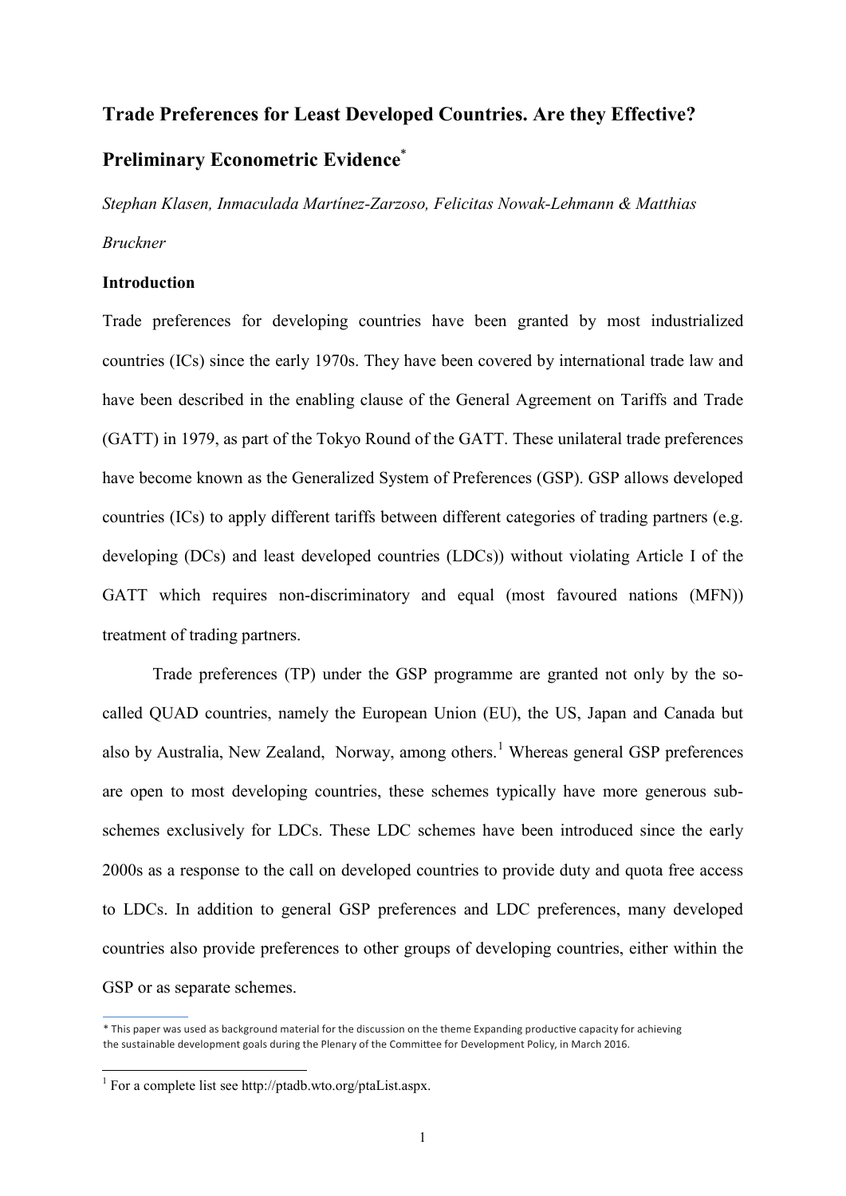# Trade Preferences for Least Developed Countries. Are they Effective? Preliminary Econometric Evidence[*]

*Stephan Klasen, Inmaculada Martínez-Zarzoso, Felicitas Nowak-Lehmann & Matthias Bruckner*

## Introduction

Trade preferences for developing countries have been granted by most industrialized countries (ICs) since the early 1970s. They have been covered by international trade law and have been described in the enabling clause of the General Agreement on Tariffs and Trade (GATT) in 1979, as part of the Tokyo Round of the GATT. These unilateral trade preferences have become known as the Generalized System of Preferences (GSP). GSP allows developed countries (ICs) to apply different tariffs between different categories of trading partners (e.g. developing (DCs) and least developed countries (LDCs)) without violating Article I of the GATT which requires non-discriminatory and equal (most favoured nations (MFN)) treatment of trading partners.

Trade preferences (TP) under the GSP programme are granted not only by the so-called QUAD countries, namely the European Union (EU), the US, Japan and Canada but also by Australia, New Zealand, Norway, among others.[1] Whereas general GSP preferences are open to most developing countries, these schemes typically have more generous sub-schemes exclusively for LDCs. These LDC schemes have been introduced since the early 2000s as a response to the call on developed countries to provide duty and quota free access to LDCs. In addition to general GSP preferences and LDC preferences, many developed countries also provide preferences to other groups of developing countries, either within the GSP or as separate schemes.

---

[*] This paper was used as background material for the discussion on the theme Expanding productive capacity for achieving the sustainable development goals during the Plenary of the Committee for Development Policy, in March 2016.

[1] For a complete list see http://ptadb.wto.org/ptaList.aspx.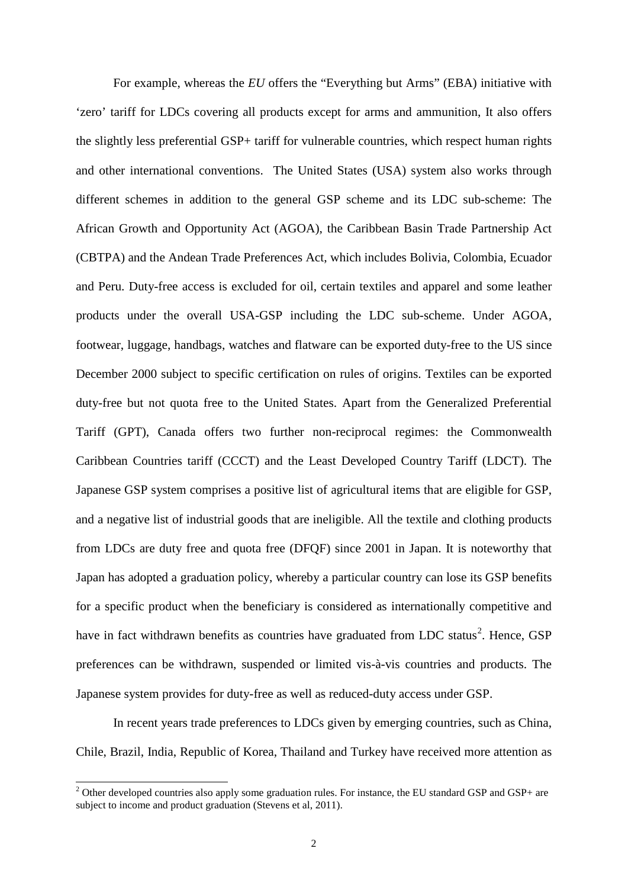For example, whereas the *EU* offers the "Everything but Arms" (EBA) initiative with 'zero' tariff for LDCs covering all products except for arms and ammunition, It also offers the slightly less preferential GSP+ tariff for vulnerable countries, which respect human rights and other international conventions. The United States (USA) system also works through different schemes in addition to the general GSP scheme and its LDC sub-scheme: The African Growth and Opportunity Act (AGOA), the Caribbean Basin Trade Partnership Act (CBTPA) and the Andean Trade Preferences Act, which includes Bolivia, Colombia, Ecuador and Peru. Duty-free access is excluded for oil, certain textiles and apparel and some leather products under the overall USA-GSP including the LDC sub-scheme. Under AGOA, footwear, luggage, handbags, watches and flatware can be exported duty-free to the US since December 2000 subject to specific certification on rules of origins. Textiles can be exported duty-free but not quota free to the United States. Apart from the Generalized Preferential Tariff (GPT), Canada offers two further non-reciprocal regimes: the Commonwealth Caribbean Countries tariff (CCCT) and the Least Developed Country Tariff (LDCT). The Japanese GSP system comprises a positive list of agricultural items that are eligible for GSP, and a negative list of industrial goods that are ineligible. All the textile and clothing products from LDCs are duty free and quota free (DFQF) since 2001 in Japan. It is noteworthy that Japan has adopted a graduation policy, whereby a particular country can lose its GSP benefits for a specific product when the beneficiary is considered as internationally competitive and have in fact withdrawn benefits as countries have graduated from LDC status[2]. Hence, GSP preferences can be withdrawn, suspended or limited vis-à-vis countries and products. The Japanese system provides for duty-free as well as reduced-duty access under GSP.

In recent years trade preferences to LDCs given by emerging countries, such as China, Chile, Brazil, India, Republic of Korea, Thailand and Turkey have received more attention as

[2] Other developed countries also apply some graduation rules. For instance, the EU standard GSP and GSP+ are subject to income and product graduation (Stevens et al, 2011).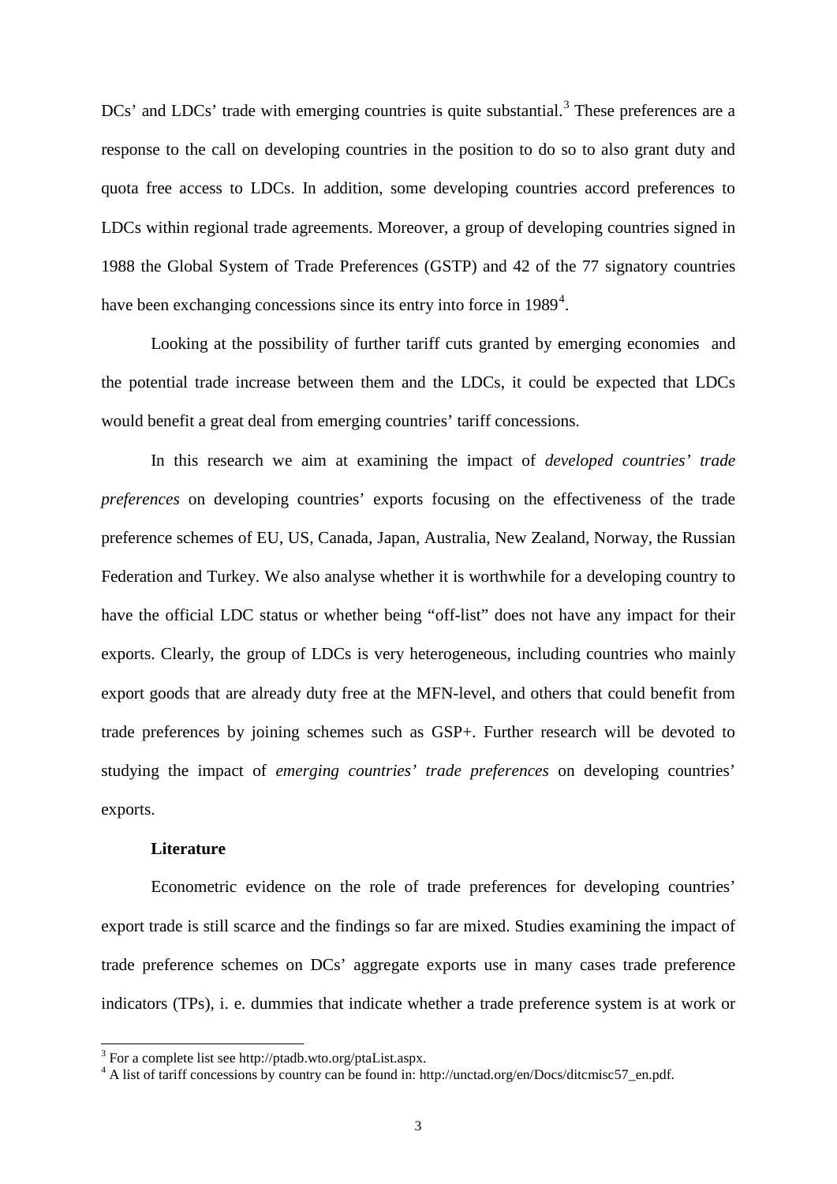DCs' and LDCs' trade with emerging countries is quite substantial.[3] These preferences are a response to the call on developing countries in the position to do so to also grant duty and quota free access to LDCs. In addition, some developing countries accord preferences to LDCs within regional trade agreements. Moreover, a group of developing countries signed in 1988 the Global System of Trade Preferences (GSTP) and 42 of the 77 signatory countries have been exchanging concessions since its entry into force in 1989[4].

Looking at the possibility of further tariff cuts granted by emerging economies and the potential trade increase between them and the LDCs, it could be expected that LDCs would benefit a great deal from emerging countries' tariff concessions.

In this research we aim at examining the impact of *developed countries' trade preferences* on developing countries' exports focusing on the effectiveness of the trade preference schemes of EU, US, Canada, Japan, Australia, New Zealand, Norway, the Russian Federation and Turkey. We also analyse whether it is worthwhile for a developing country to have the official LDC status or whether being "off-list" does not have any impact for their exports. Clearly, the group of LDCs is very heterogeneous, including countries who mainly export goods that are already duty free at the MFN-level, and others that could benefit from trade preferences by joining schemes such as GSP+. Further research will be devoted to studying the impact of *emerging countries' trade preferences* on developing countries' exports.

**Literature**

Econometric evidence on the role of trade preferences for developing countries' export trade is still scarce and the findings so far are mixed. Studies examining the impact of trade preference schemes on DCs' aggregate exports use in many cases trade preference indicators (TPs), i. e. dummies that indicate whether a trade preference system is at work or

[3] For a complete list see http://ptadb.wto.org/ptaList.aspx.

[4] A list of tariff concessions by country can be found in: http://unctad.org/en/Docs/ditcmisc57_en.pdf.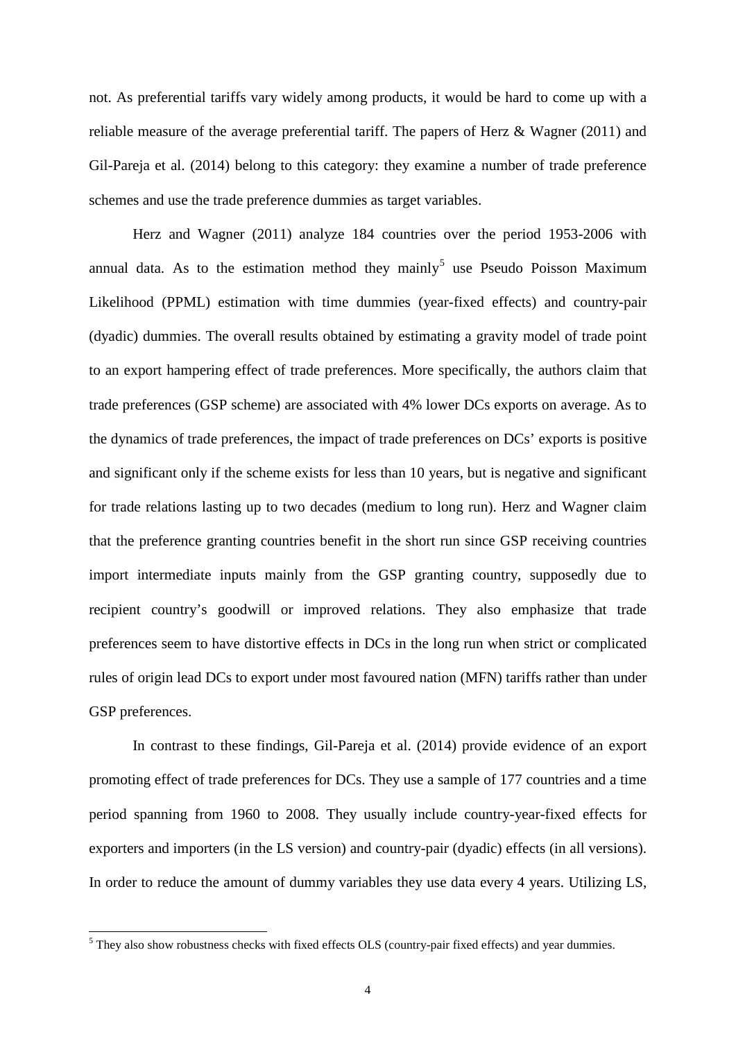not. As preferential tariffs vary widely among products, it would be hard to come up with a reliable measure of the average preferential tariff. The papers of Herz & Wagner (2011) and Gil-Pareja et al. (2014) belong to this category: they examine a number of trade preference schemes and use the trade preference dummies as target variables.

Herz and Wagner (2011) analyze 184 countries over the period 1953-2006 with annual data. As to the estimation method they mainly[5] use Pseudo Poisson Maximum Likelihood (PPML) estimation with time dummies (year-fixed effects) and country-pair (dyadic) dummies. The overall results obtained by estimating a gravity model of trade point to an export hampering effect of trade preferences. More specifically, the authors claim that trade preferences (GSP scheme) are associated with 4% lower DCs exports on average. As to the dynamics of trade preferences, the impact of trade preferences on DCs' exports is positive and significant only if the scheme exists for less than 10 years, but is negative and significant for trade relations lasting up to two decades (medium to long run). Herz and Wagner claim that the preference granting countries benefit in the short run since GSP receiving countries import intermediate inputs mainly from the GSP granting country, supposedly due to recipient country's goodwill or improved relations. They also emphasize that trade preferences seem to have distortive effects in DCs in the long run when strict or complicated rules of origin lead DCs to export under most favoured nation (MFN) tariffs rather than under GSP preferences.

In contrast to these findings, Gil-Pareja et al. (2014) provide evidence of an export promoting effect of trade preferences for DCs. They use a sample of 177 countries and a time period spanning from 1960 to 2008. They usually include country-year-fixed effects for exporters and importers (in the LS version) and country-pair (dyadic) effects (in all versions). In order to reduce the amount of dummy variables they use data every 4 years. Utilizing LS,

[5] They also show robustness checks with fixed effects OLS (country-pair fixed effects) and year dummies.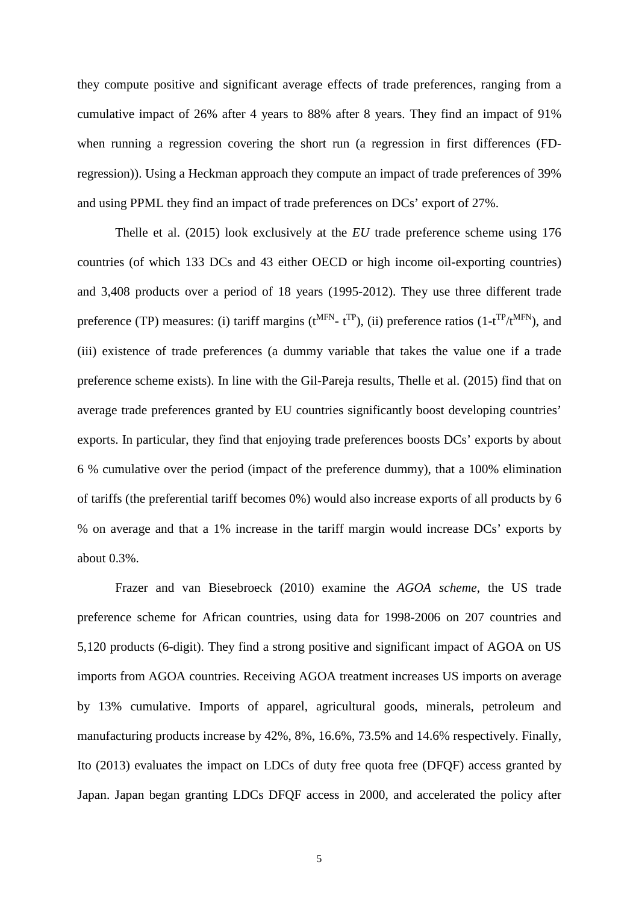they compute positive and significant average effects of trade preferences, ranging from a cumulative impact of 26% after 4 years to 88% after 8 years. They find an impact of 91% when running a regression covering the short run (a regression in first differences (FD-regression)). Using a Heckman approach they compute an impact of trade preferences of 39% and using PPML they find an impact of trade preferences on DCs' export of 27%.

Thelle et al. (2015) look exclusively at the *EU* trade preference scheme using 176 countries (of which 133 DCs and 43 either OECD or high income oil-exporting countries) and 3,408 products over a period of 18 years (1995-2012). They use three different trade preference (TP) measures: (i) tariff margins ($t^{MFN}$- $t^{TP}$), (ii) preference ratios ($1$-$t^{TP}/t^{MFN}$), and (iii) existence of trade preferences (a dummy variable that takes the value one if a trade preference scheme exists). In line with the Gil-Pareja results, Thelle et al. (2015) find that on average trade preferences granted by EU countries significantly boost developing countries' exports. In particular, they find that enjoying trade preferences boosts DCs' exports by about 6 % cumulative over the period (impact of the preference dummy), that a 100% elimination of tariffs (the preferential tariff becomes 0%) would also increase exports of all products by 6 % on average and that a 1% increase in the tariff margin would increase DCs' exports by about 0.3%.

Frazer and van Biesebroeck (2010) examine the *AGOA scheme*, the US trade preference scheme for African countries, using data for 1998-2006 on 207 countries and 5,120 products (6-digit). They find a strong positive and significant impact of AGOA on US imports from AGOA countries. Receiving AGOA treatment increases US imports on average by 13% cumulative. Imports of apparel, agricultural goods, minerals, petroleum and manufacturing products increase by 42%, 8%, 16.6%, 73.5% and 14.6% respectively. Finally, Ito (2013) evaluates the impact on LDCs of duty free quota free (DFQF) access granted by Japan. Japan began granting LDCs DFQF access in 2000, and accelerated the policy after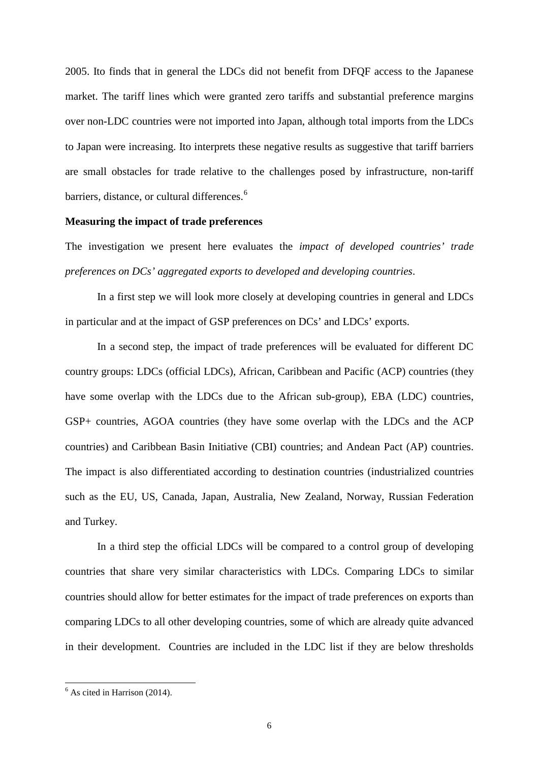2005. Ito finds that in general the LDCs did not benefit from DFQF access to the Japanese market. The tariff lines which were granted zero tariffs and substantial preference margins over non-LDC countries were not imported into Japan, although total imports from the LDCs to Japan were increasing. Ito interprets these negative results as suggestive that tariff barriers are small obstacles for trade relative to the challenges posed by infrastructure, non-tariff barriers, distance, or cultural differences.[6]

**Measuring the impact of trade preferences**

The investigation we present here evaluates the *impact of developed countries' trade preferences on DCs' aggregated exports to developed and developing countries*.

In a first step we will look more closely at developing countries in general and LDCs in particular and at the impact of GSP preferences on DCs' and LDCs' exports.

In a second step, the impact of trade preferences will be evaluated for different DC country groups: LDCs (official LDCs), African, Caribbean and Pacific (ACP) countries (they have some overlap with the LDCs due to the African sub-group), EBA (LDC) countries, GSP+ countries, AGOA countries (they have some overlap with the LDCs and the ACP countries) and Caribbean Basin Initiative (CBI) countries; and Andean Pact (AP) countries. The impact is also differentiated according to destination countries (industrialized countries such as the EU, US, Canada, Japan, Australia, New Zealand, Norway, Russian Federation and Turkey.

In a third step the official LDCs will be compared to a control group of developing countries that share very similar characteristics with LDCs. Comparing LDCs to similar countries should allow for better estimates for the impact of trade preferences on exports than comparing LDCs to all other developing countries, some of which are already quite advanced in their development. Countries are included in the LDC list if they are below thresholds

---

[6] As cited in Harrison (2014).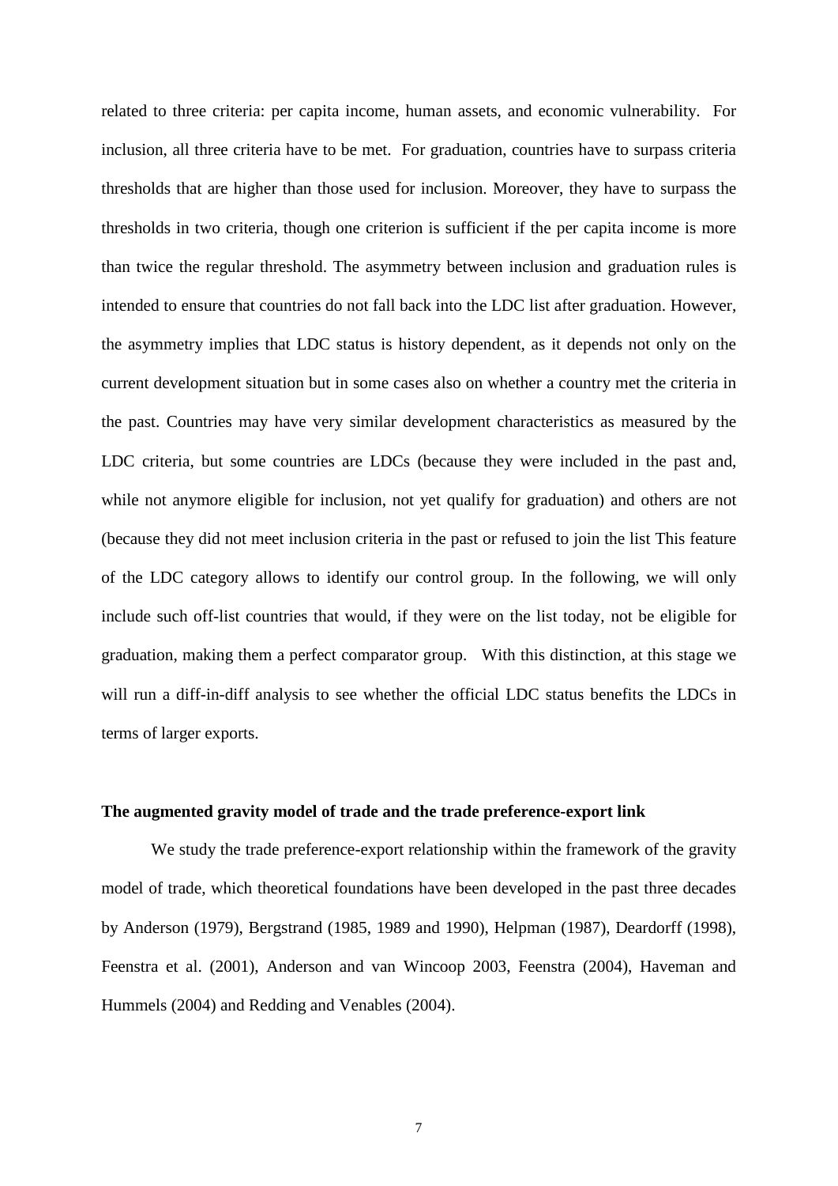related to three criteria: per capita income, human assets, and economic vulnerability. For inclusion, all three criteria have to be met. For graduation, countries have to surpass criteria thresholds that are higher than those used for inclusion. Moreover, they have to surpass the thresholds in two criteria, though one criterion is sufficient if the per capita income is more than twice the regular threshold. The asymmetry between inclusion and graduation rules is intended to ensure that countries do not fall back into the LDC list after graduation. However, the asymmetry implies that LDC status is history dependent, as it depends not only on the current development situation but in some cases also on whether a country met the criteria in the past. Countries may have very similar development characteristics as measured by the LDC criteria, but some countries are LDCs (because they were included in the past and, while not anymore eligible for inclusion, not yet qualify for graduation) and others are not (because they did not meet inclusion criteria in the past or refused to join the list This feature of the LDC category allows to identify our control group. In the following, we will only include such off-list countries that would, if they were on the list today, not be eligible for graduation, making them a perfect comparator group. With this distinction, at this stage we will run a diff-in-diff analysis to see whether the official LDC status benefits the LDCs in terms of larger exports.

**The augmented gravity model of trade and the trade preference-export link**

We study the trade preference-export relationship within the framework of the gravity model of trade, which theoretical foundations have been developed in the past three decades by Anderson (1979), Bergstrand (1985, 1989 and 1990), Helpman (1987), Deardorff (1998), Feenstra et al. (2001), Anderson and van Wincoop 2003, Feenstra (2004), Haveman and Hummels (2004) and Redding and Venables (2004).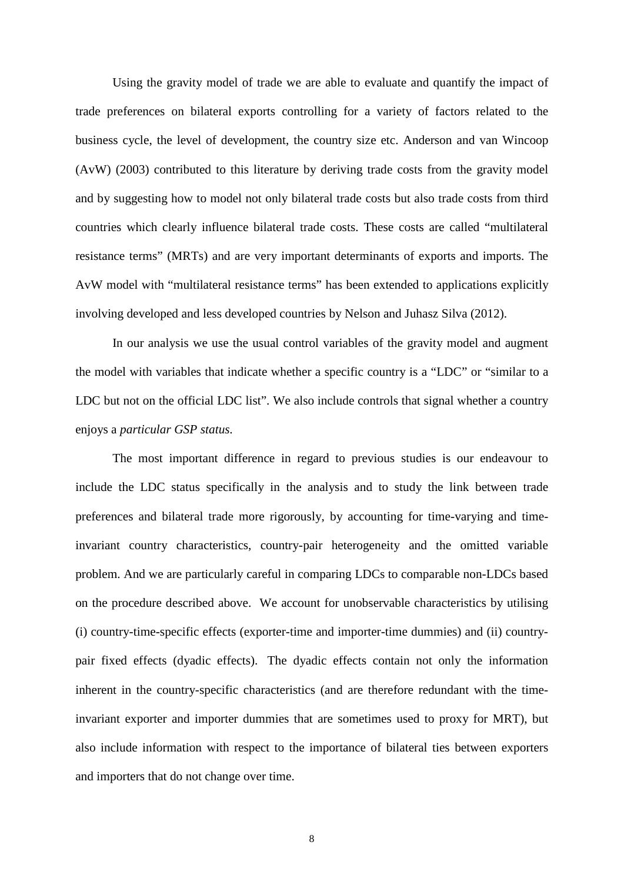Using the gravity model of trade we are able to evaluate and quantify the impact of trade preferences on bilateral exports controlling for a variety of factors related to the business cycle, the level of development, the country size etc. Anderson and van Wincoop (AvW) (2003) contributed to this literature by deriving trade costs from the gravity model and by suggesting how to model not only bilateral trade costs but also trade costs from third countries which clearly influence bilateral trade costs. These costs are called "multilateral resistance terms" (MRTs) and are very important determinants of exports and imports. The AvW model with "multilateral resistance terms" has been extended to applications explicitly involving developed and less developed countries by Nelson and Juhasz Silva (2012).

In our analysis we use the usual control variables of the gravity model and augment the model with variables that indicate whether a specific country is a "LDC" or "similar to a LDC but not on the official LDC list". We also include controls that signal whether a country enjoys a *particular GSP status.*

The most important difference in regard to previous studies is our endeavour to include the LDC status specifically in the analysis and to study the link between trade preferences and bilateral trade more rigorously, by accounting for time-varying and time-invariant country characteristics, country-pair heterogeneity and the omitted variable problem. And we are particularly careful in comparing LDCs to comparable non-LDCs based on the procedure described above. We account for unobservable characteristics by utilising (i) country-time-specific effects (exporter-time and importer-time dummies) and (ii) country-pair fixed effects (dyadic effects). The dyadic effects contain not only the information inherent in the country-specific characteristics (and are therefore redundant with the time-invariant exporter and importer dummies that are sometimes used to proxy for MRT), but also include information with respect to the importance of bilateral ties between exporters and importers that do not change over time.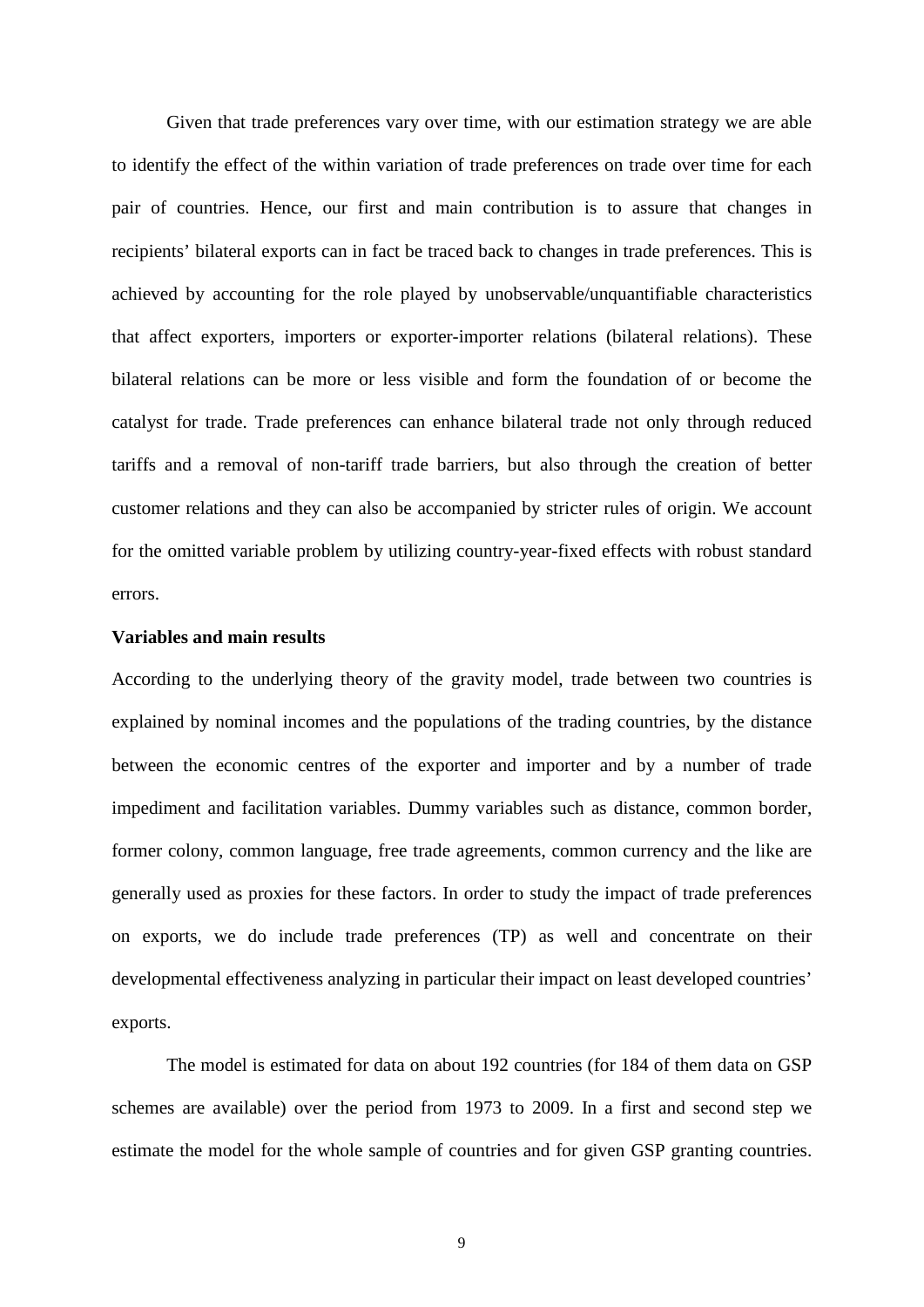Given that trade preferences vary over time, with our estimation strategy we are able to identify the effect of the within variation of trade preferences on trade over time for each pair of countries. Hence, our first and main contribution is to assure that changes in recipients' bilateral exports can in fact be traced back to changes in trade preferences. This is achieved by accounting for the role played by unobservable/unquantifiable characteristics that affect exporters, importers or exporter-importer relations (bilateral relations). These bilateral relations can be more or less visible and form the foundation of or become the catalyst for trade. Trade preferences can enhance bilateral trade not only through reduced tariffs and a removal of non-tariff trade barriers, but also through the creation of better customer relations and they can also be accompanied by stricter rules of origin. We account for the omitted variable problem by utilizing country-year-fixed effects with robust standard errors.

**Variables and main results**

According to the underlying theory of the gravity model, trade between two countries is explained by nominal incomes and the populations of the trading countries, by the distance between the economic centres of the exporter and importer and by a number of trade impediment and facilitation variables. Dummy variables such as distance, common border, former colony, common language, free trade agreements, common currency and the like are generally used as proxies for these factors. In order to study the impact of trade preferences on exports, we do include trade preferences (TP) as well and concentrate on their developmental effectiveness analyzing in particular their impact on least developed countries' exports.

The model is estimated for data on about 192 countries (for 184 of them data on GSP schemes are available) over the period from 1973 to 2009. In a first and second step we estimate the model for the whole sample of countries and for given GSP granting countries.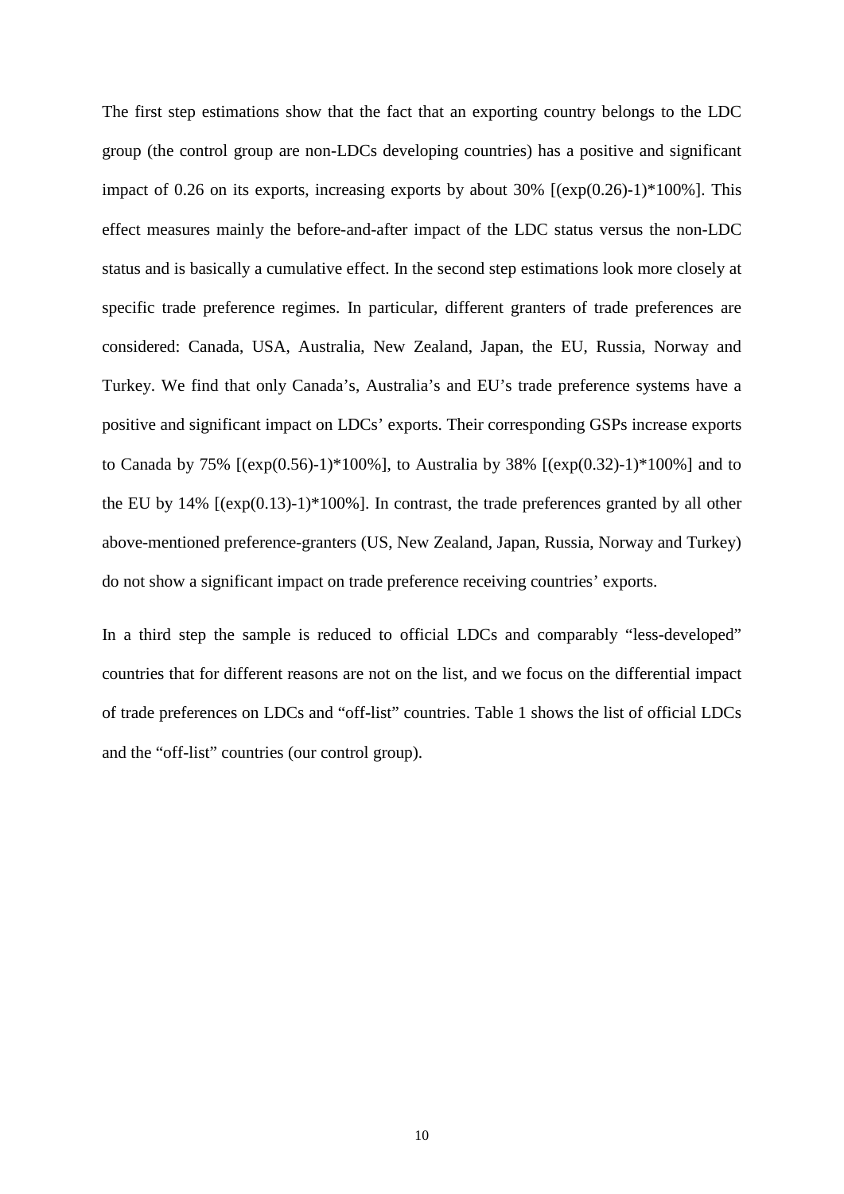The first step estimations show that the fact that an exporting country belongs to the LDC group (the control group are non-LDCs developing countries) has a positive and significant impact of 0.26 on its exports, increasing exports by about 30% [(exp(0.26)-1)*100%]. This effect measures mainly the before-and-after impact of the LDC status versus the non-LDC status and is basically a cumulative effect. In the second step estimations look more closely at specific trade preference regimes. In particular, different granters of trade preferences are considered: Canada, USA, Australia, New Zealand, Japan, the EU, Russia, Norway and Turkey. We find that only Canada's, Australia's and EU's trade preference systems have a positive and significant impact on LDCs' exports. Their corresponding GSPs increase exports to Canada by 75% [(exp(0.56)-1)*100%], to Australia by 38% [(exp(0.32)-1)*100%] and to the EU by 14% [(exp(0.13)-1)*100%]. In contrast, the trade preferences granted by all other above-mentioned preference-granters (US, New Zealand, Japan, Russia, Norway and Turkey) do not show a significant impact on trade preference receiving countries' exports.

In a third step the sample is reduced to official LDCs and comparably "less-developed" countries that for different reasons are not on the list, and we focus on the differential impact of trade preferences on LDCs and "off-list" countries. Table 1 shows the list of official LDCs and the "off-list" countries (our control group).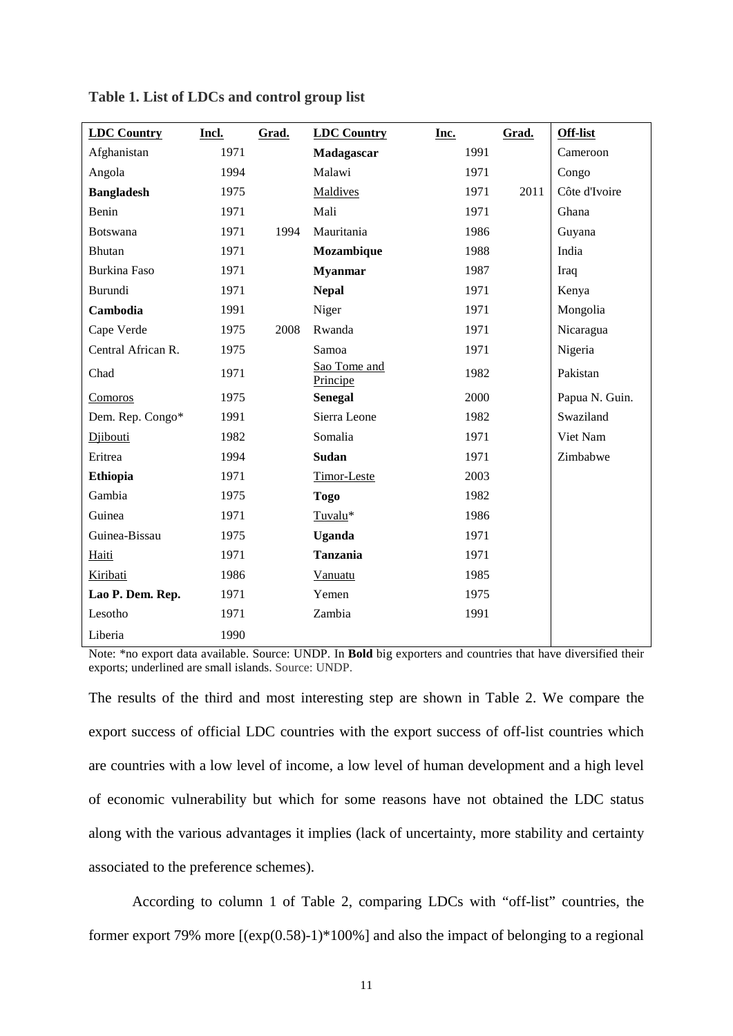**Table 1. List of LDCs and control group list**

| LDC Country | Incl. | Grad. | LDC Country | Inc. | Grad. | Off-list |
|---|---|---|---|---|---|---|
| Afghanistan | 1971 | | **Madagascar** | 1991 | | Cameroon |
| Angola | 1994 | | Malawi | 1971 | | Congo |
| **Bangladesh** | 1975 | | Maldives | 1971 | 2011 | Côte d'Ivoire |
| Benin | 1971 | | Mali | 1971 | | Ghana |
| Botswana | 1971 | 1994 | Mauritania | 1986 | | Guyana |
| Bhutan | 1971 | | **Mozambique** | 1988 | | India |
| Burkina Faso | 1971 | | **Myanmar** | 1987 | | Iraq |
| Burundi | 1971 | | **Nepal** | 1971 | | Kenya |
| **Cambodia** | 1991 | | Niger | 1971 | | Mongolia |
| Cape Verde | 1975 | 2008 | Rwanda | 1971 | | Nicaragua |
| Central African R. | 1975 | | Samoa | 1971 | | Nigeria |
| Chad | 1971 | | Sao Tome and Principe | 1982 | | Pakistan |
| Comoros | 1975 | | **Senegal** | 2000 | | Papua N. Guin. |
| Dem. Rep. Congo* | 1991 | | Sierra Leone | 1982 | | Swaziland |
| Djibouti | 1982 | | Somalia | 1971 | | Viet Nam |
| Eritrea | 1994 | | **Sudan** | 1971 | | Zimbabwe |
| **Ethiopia** | 1971 | | Timor-Leste | 2003 | | |
| Gambia | 1975 | | **Togo** | 1982 | | |
| Guinea | 1971 | | Tuvalu* | 1986 | | |
| Guinea-Bissau | 1975 | | **Uganda** | 1971 | | |
| Haiti | 1971 | | **Tanzania** | 1971 | | |
| Kiribati | 1986 | | Vanuatu | 1985 | | |
| **Lao P. Dem. Rep.** | 1971 | | Yemen | 1975 | | |
| Lesotho | 1971 | | Zambia | 1991 | | |
| Liberia | 1990 | | | | | |

Note: *no export data available. Source: UNDP. In **Bold** big exporters and countries that have diversified their exports; underlined are small islands. Source: UNDP.

The results of the third and most interesting step are shown in Table 2. We compare the export success of official LDC countries with the export success of off-list countries which are countries with a low level of income, a low level of human development and a high level of economic vulnerability but which for some reasons have not obtained the LDC status along with the various advantages it implies (lack of uncertainty, more stability and certainty associated to the preference schemes).

According to column 1 of Table 2, comparing LDCs with "off-list" countries, the former export 79% more [(exp(0.58)-1)*100%] and also the impact of belonging to a regional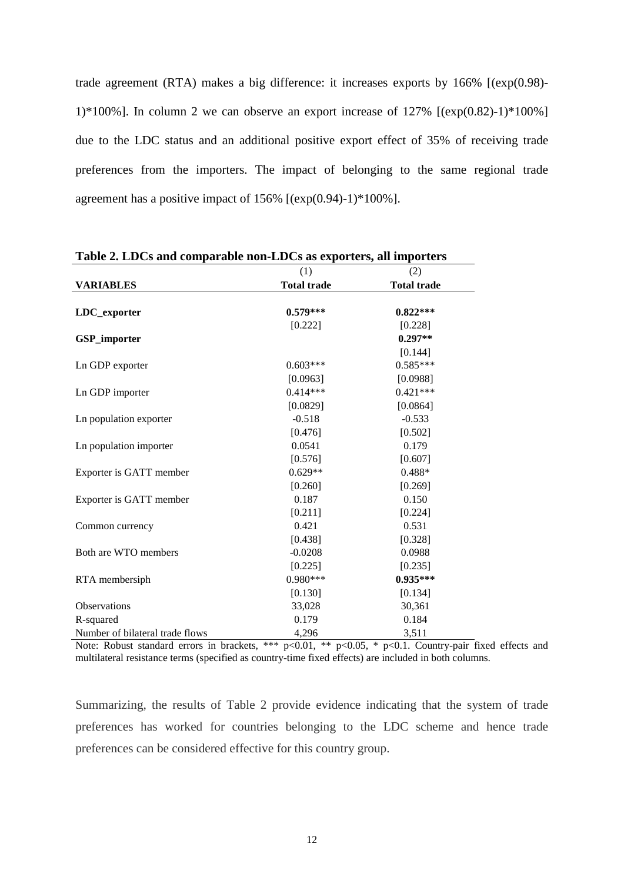trade agreement (RTA) makes a big difference: it increases exports by 166% [(exp(0.98)-1)*100%]. In column 2 we can observe an export increase of 127% [(exp(0.82)-1)*100%] due to the LDC status and an additional positive export effect of 35% of receiving trade preferences from the importers. The impact of belonging to the same regional trade agreement has a positive impact of 156% [(exp(0.94)-1)*100%].

**Table 2. LDCs and comparable non-LDCs as exporters, all importers**

| | (1) | (2) |
|---|---|---|
| **VARIABLES** | **Total trade** | **Total trade** |
| **LDC_exporter** | **0.579*****| **0.822***** |
| | [0.222] | [0.228] |
| **GSP_importer** | | **0.297**** |
| | | [0.144] |
| Ln GDP exporter | 0.603*** | 0.585*** |
| | [0.0963] | [0.0988] |
| Ln GDP importer | 0.414*** | 0.421*** |
| | [0.0829] | [0.0864] |
| Ln population exporter | -0.518 | -0.533 |
| | [0.476] | [0.502] |
| Ln population importer | 0.0541 | 0.179 |
| | [0.576] | [0.607] |
| Exporter is GATT member | 0.629** | 0.488* |
| | [0.260] | [0.269] |
| Exporter is GATT member | 0.187 | 0.150 |
| | [0.211] | [0.224] |
| Common currency | 0.421 | 0.531 |
| | [0.438] | [0.328] |
| Both are WTO members | -0.0208 | 0.0988 |
| | [0.225] | [0.235] |
| RTA membersiph | 0.980*** | **0.935***** |
| | [0.130] | [0.134] |
| Observations | 33,028 | 30,361 |
| R-squared | 0.179 | 0.184 |
| Number of bilateral trade flows | 4,296 | 3,511 |

Note: Robust standard errors in brackets, *** p<0.01, ** p<0.05, * p<0.1. Country-pair fixed effects and multilateral resistance terms (specified as country-time fixed effects) are included in both columns.

Summarizing, the results of Table 2 provide evidence indicating that the system of trade preferences has worked for countries belonging to the LDC scheme and hence trade preferences can be considered effective for this country group.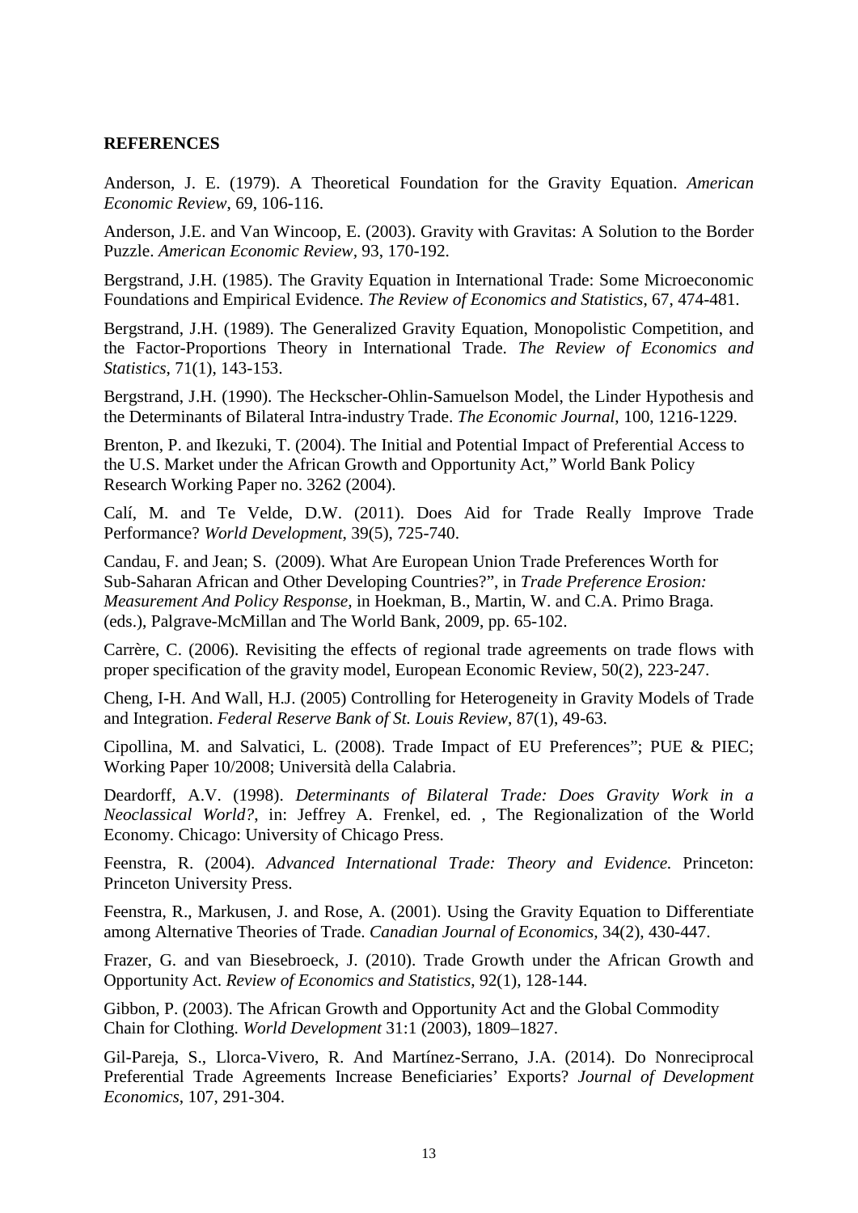## REFERENCES

Anderson, J. E. (1979). A Theoretical Foundation for the Gravity Equation. *American Economic Review*, 69, 106-116.

Anderson, J.E. and Van Wincoop, E. (2003). Gravity with Gravitas: A Solution to the Border Puzzle. *American Economic Review,* 93, 170-192.

Bergstrand, J.H. (1985). The Gravity Equation in International Trade: Some Microeconomic Foundations and Empirical Evidence. *The Review of Economics and Statistics*, 67, 474-481.

Bergstrand, J.H. (1989). The Generalized Gravity Equation, Monopolistic Competition, and the Factor-Proportions Theory in International Trade. *The Review of Economics and Statistics*, 71(1), 143-153.

Bergstrand, J.H. (1990). The Heckscher-Ohlin-Samuelson Model, the Linder Hypothesis and the Determinants of Bilateral Intra-industry Trade. *The Economic Journal*, 100, 1216-1229.

Brenton, P. and Ikezuki, T. (2004). The Initial and Potential Impact of Preferential Access to the U.S. Market under the African Growth and Opportunity Act," World Bank Policy Research Working Paper no. 3262 (2004).

Calí, M. and Te Velde, D.W. (2011). Does Aid for Trade Really Improve Trade Performance? *World Development*, 39(5), 725-740.

Candau, F. and Jean; S. (2009). What Are European Union Trade Preferences Worth for Sub-Saharan African and Other Developing Countries?", in *Trade Preference Erosion: Measurement And Policy Response,* in Hoekman, B., Martin, W. and C.A. Primo Braga. (eds.), Palgrave-McMillan and The World Bank, 2009, pp. 65-102.

Carrère, C. (2006). Revisiting the effects of regional trade agreements on trade flows with proper specification of the gravity model, European Economic Review, 50(2), 223-247.

Cheng, I-H. And Wall, H.J. (2005) Controlling for Heterogeneity in Gravity Models of Trade and Integration. *Federal Reserve Bank of St. Louis Review*, 87(1), 49-63.

Cipollina, M. and Salvatici, L. (2008). Trade Impact of EU Preferences"; PUE & PIEC; Working Paper 10/2008; Università della Calabria.

Deardorff, A.V. (1998). *Determinants of Bilateral Trade: Does Gravity Work in a Neoclassical World?*, in: Jeffrey A. Frenkel, ed. , The Regionalization of the World Economy. Chicago: University of Chicago Press.

Feenstra, R. (2004). *Advanced International Trade: Theory and Evidence.* Princeton: Princeton University Press.

Feenstra, R., Markusen, J. and Rose, A. (2001). Using the Gravity Equation to Differentiate among Alternative Theories of Trade. *Canadian Journal of Economics,* 34(2), 430-447.

Frazer, G. and van Biesebroeck, J. (2010). Trade Growth under the African Growth and Opportunity Act. *Review of Economics and Statistics*, 92(1), 128-144.

Gibbon, P. (2003). The African Growth and Opportunity Act and the Global Commodity Chain for Clothing. *World Development* 31:1 (2003), 1809–1827.

Gil-Pareja, S., Llorca-Vivero, R. And Martínez-Serrano, J.A. (2014). Do Nonreciprocal Preferential Trade Agreements Increase Beneficiaries' Exports? *Journal of Development Economics*, 107, 291-304.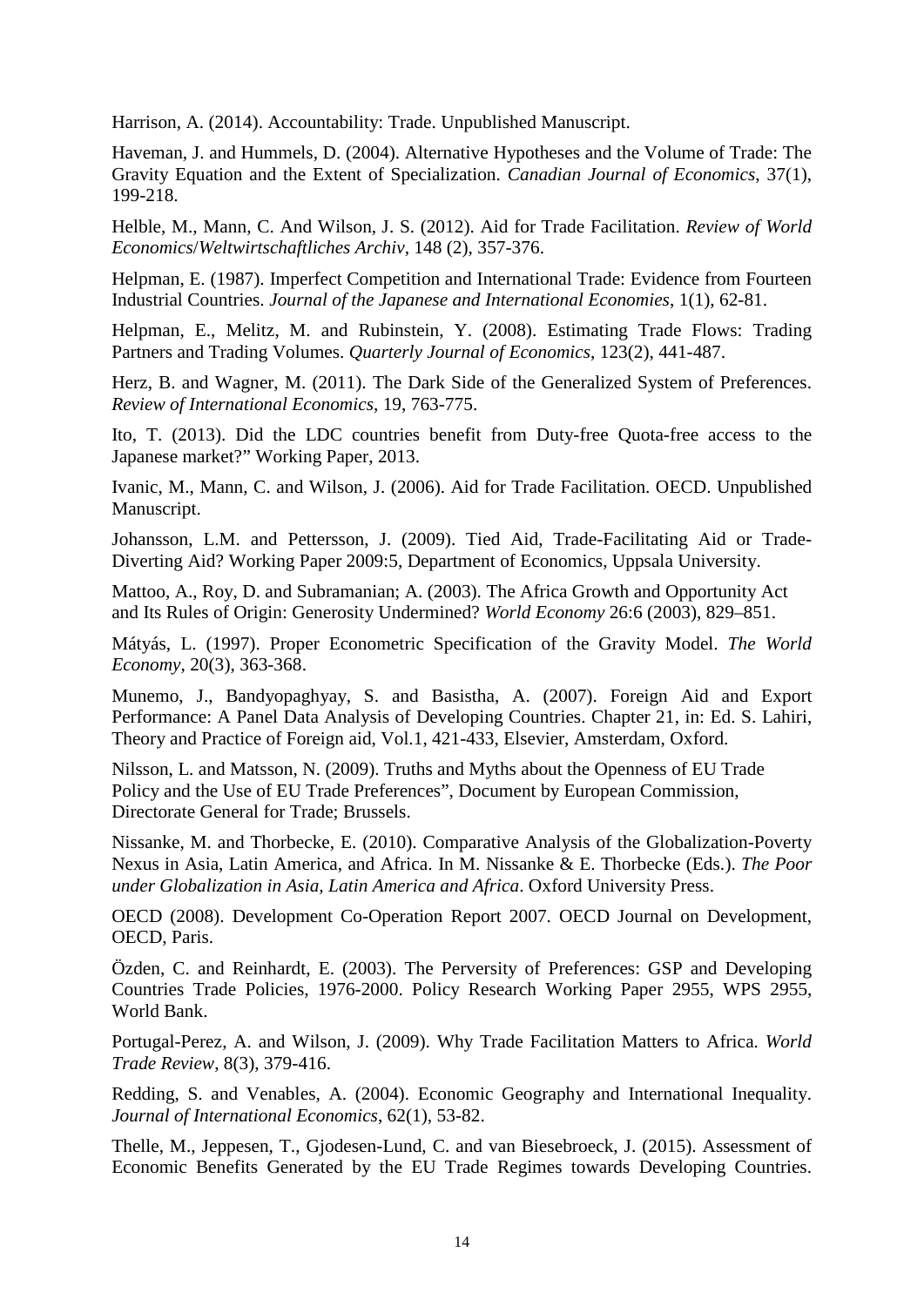Harrison, A. (2014). Accountability: Trade. Unpublished Manuscript.

Haveman, J. and Hummels, D. (2004). Alternative Hypotheses and the Volume of Trade: The Gravity Equation and the Extent of Specialization. *Canadian Journal of Economics*, 37(1), 199-218.

Helble, M., Mann, C. And Wilson, J. S. (2012). Aid for Trade Facilitation. *Review of World Economics/Weltwirtschaftliches Archiv*, 148 (2), 357-376.

Helpman, E. (1987). Imperfect Competition and International Trade: Evidence from Fourteen Industrial Countries. *Journal of the Japanese and International Economies*, 1(1), 62-81.

Helpman, E., Melitz, M. and Rubinstein, Y. (2008). Estimating Trade Flows: Trading Partners and Trading Volumes. *Quarterly Journal of Economics*, 123(2), 441-487.

Herz, B. and Wagner, M. (2011). The Dark Side of the Generalized System of Preferences. *Review of International Economics*, 19, 763-775.

Ito, T. (2013). Did the LDC countries benefit from Duty-free Quota-free access to the Japanese market?" Working Paper, 2013.

Ivanic, M., Mann, C. and Wilson, J. (2006). Aid for Trade Facilitation. OECD. Unpublished Manuscript.

Johansson, L.M. and Pettersson, J. (2009). Tied Aid, Trade-Facilitating Aid or Trade-Diverting Aid? Working Paper 2009:5, Department of Economics, Uppsala University.

Mattoo, A., Roy, D. and Subramanian; A. (2003). The Africa Growth and Opportunity Act and Its Rules of Origin: Generosity Undermined? *World Economy* 26:6 (2003), 829–851.

Mátyás, L. (1997). Proper Econometric Specification of the Gravity Model. *The World Economy*, 20(3), 363-368.

Munemo, J., Bandyopaghyay, S. and Basistha, A. (2007). Foreign Aid and Export Performance: A Panel Data Analysis of Developing Countries. Chapter 21, in: Ed. S. Lahiri, Theory and Practice of Foreign aid, Vol.1, 421-433, Elsevier, Amsterdam, Oxford.

Nilsson, L. and Matsson, N. (2009). Truths and Myths about the Openness of EU Trade Policy and the Use of EU Trade Preferences", Document by European Commission, Directorate General for Trade; Brussels.

Nissanke, M. and Thorbecke, E. (2010). Comparative Analysis of the Globalization-Poverty Nexus in Asia, Latin America, and Africa. In M. Nissanke & E. Thorbecke (Eds.). *The Poor under Globalization in Asia, Latin America and Africa*. Oxford University Press.

OECD (2008). Development Co-Operation Report 2007. OECD Journal on Development, OECD, Paris.

Özden, C. and Reinhardt, E. (2003). The Perversity of Preferences: GSP and Developing Countries Trade Policies, 1976-2000. Policy Research Working Paper 2955, WPS 2955, World Bank.

Portugal-Perez, A. and Wilson, J. (2009). Why Trade Facilitation Matters to Africa. *World Trade Review*, 8(3), 379-416.

Redding, S. and Venables, A. (2004). Economic Geography and International Inequality. *Journal of International Economics*, 62(1), 53-82.

Thelle, M., Jeppesen, T., Gjodesen-Lund, C. and van Biesebroeck, J. (2015). Assessment of Economic Benefits Generated by the EU Trade Regimes towards Developing Countries.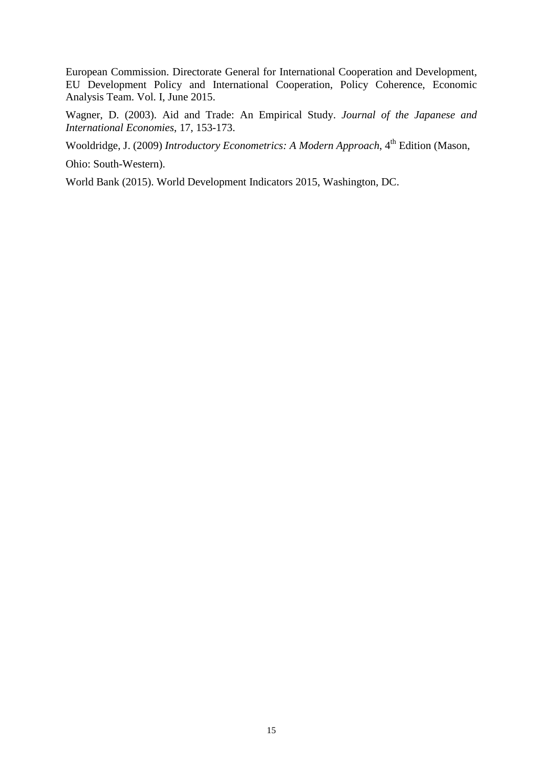European Commission. Directorate General for International Cooperation and Development, EU Development Policy and International Cooperation, Policy Coherence, Economic Analysis Team. Vol. I, June 2015.

Wagner, D. (2003). Aid and Trade: An Empirical Study. *Journal of the Japanese and International Economies*, 17, 153-173.

Wooldridge, J. (2009) *Introductory Econometrics: A Modern Approach*, 4$^{th}$ Edition (Mason, Ohio: South-Western).

World Bank (2015). World Development Indicators 2015, Washington, DC.